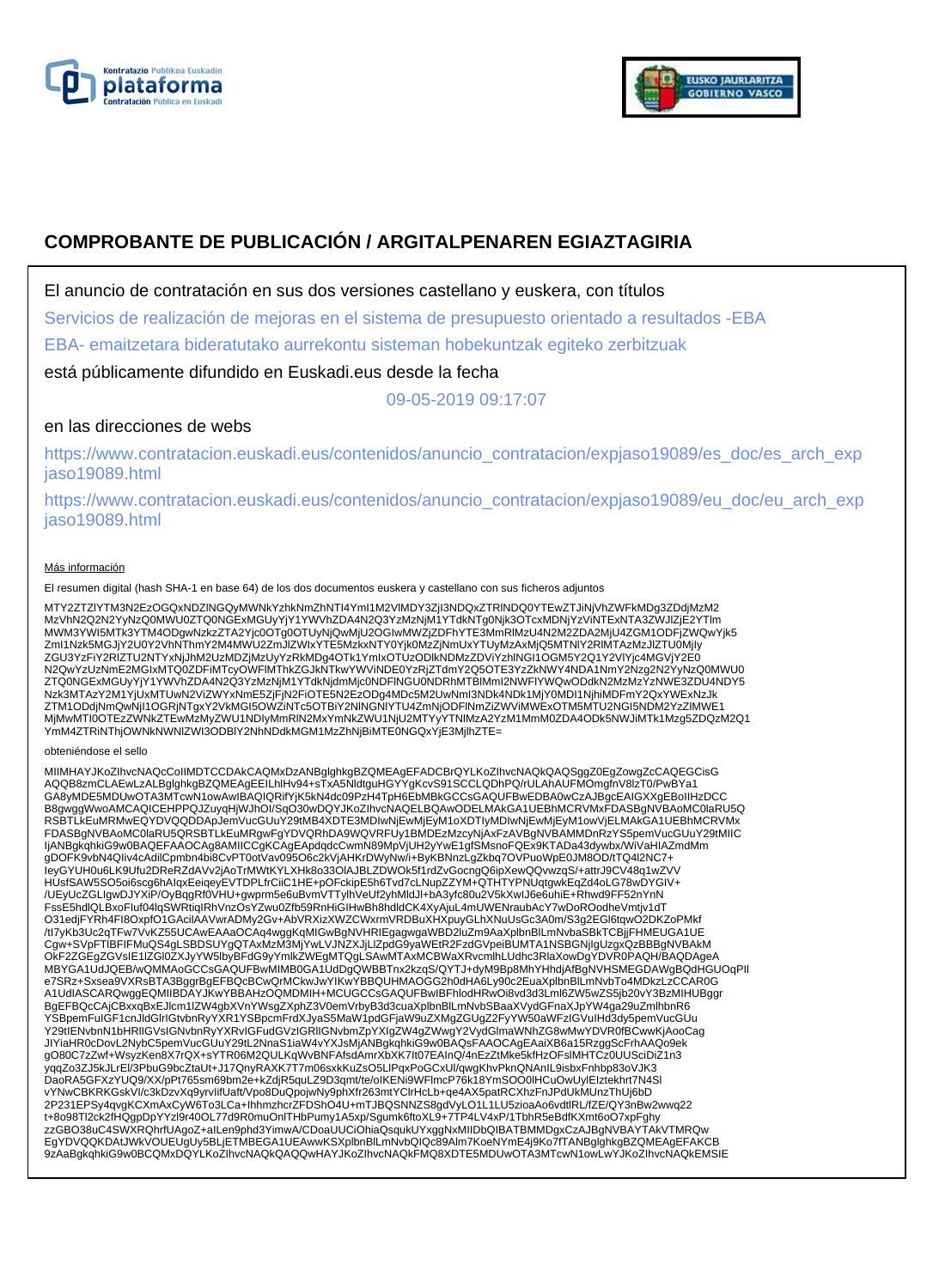# COMPROBANTE DE PUBLICACIÓN / ARGITALPENAREN EGIAZTAGIRIA

El anuncio de contratación en sus dos versiones castellano y euskera, con títulos

Servicios de realización de mejoras en el sistema de presupuesto orientado a resultados -EBA

EBA- emaitzetara bideratutako aurrekontu sisteman hobekuntzak egiteko zerbitzuak

está públicamente difundido en Euskadi.eus desde la fecha

09-05-2019 09:17:07

en las direcciones de webs

https://www.contratacion.euskadi.eus/contenidos/anuncio_contratacion/expjaso19089/es_doc/es_arch_expjaso19089.html

https://www.contratacion.euskadi.eus/contenidos/anuncio_contratacion/expjaso19089/eu_doc/eu_arch_expjaso19089.html

Más información

El resumen digital (hash SHA-1 en base 64) de los dos documentos euskera y castellano con sus ficheros adjuntos

MTY2ZTZlYTM3N2EzOGQxNDZlNGQyMWNkYzhkNmZhNTI4Yml1M2VlMDY3ZjI3NDQxZTRlNDQ0YTEwZTJiNjVhZWFkMDg3ZDdjMzM2
MzVhN2Q2N2YyNzQ0MWU0ZTQ0NGExMGUyYjY1YWVhZDA4N2Q3YzMzNjM1YTdkNTg0Njk3OTcxMDNjYzViNTExNTA3ZWJlZjE2YTlm
MWM3YWI5MTk3YTM4ODgwNzkzZTA2Yjc0OTg0OTUyNjQwMjU2OGIwMWZjZDFhYTE3MmRlMzU4N2M2ZDA2MjU4ZGM1ODFjZWQwYjk5
ZmI1Nzk5MGJjY2U0Y2VhNThmY2M4MWU2ZmJlZWIxYTE5MzkxNTY0Yjk0MzZjNmUxYTUyMzAxMjQ5MTNlY2RlMTAzMzJlZTU0MjIy
ZGU3YzFiY2RlZTU2NTYxNjJhM2UzMDZjMzUyYzRkMDg4OTk1YmIxOTUzODlkNDMzZDViYzhlNGI1OGM5Y2Q1Y2VlYjc4MGVjY2E0
N2QwYzUzNmE2MGIxMTQ0ZDFiMTcyOWFlMThkZGJkNTkwYWViNDE0YzRjZTdmY2Q5OTE3YzZkNWY4NDA1NmY2Nzg2N2YyNzQ0MWU0
ZTQ0NGExMGUyYjY1YWVhZDA4N2Q3YzMzNjM1YTdkNjdmMjc0NDFlNGU0NDRhMTBlMmI2NWFlYWQwODdkN2MzMzYzNWE3ZDU4NDY5
Nzk3MTAzY2M1YjUxMTUwN2ViZWYxNmE5ZjFjN2FiOTE5N2EzODg4MDc5M2UwNmI3NDk4NDk1MjY0MDI1NjhiMDFmY2QxYWExNzJk
ZTM1ODdjNmQwNjI1OGRjNTgxY2VkMGI5OWZiNTc5OTBiY2NlNGNlYTU4ZmNjODFlNmZiZWViMWExOTM5MTU2NGI5NDM2YzZlMWE1
MjMwMTI0OTEzZWNkZTEwMzMyZWU1NDlyMmRlN2MxYmNkZWU1NjU2MTYyYTNlMzA2YzM1MmM0ZDA4ODk5NWJiMTk1Mzg5ZDQzM2Q1
YmM4ZTRiNThjOWNkNWNlZWI3ODBlY2NhNDdkMGM1MzZhNjBiMTE0NGQxYjE3MjlhZTE=

obteniéndose el sello

MIIMHAYJKoZIhvcNAQcCoIIMDTCCDAkCAQMxDzANBglghkgBZQMEAgEFADCBrQYLKoZIhvcNAQkQAQSggZ0EgZowgZcCAQEGCisG
AQQB8zmCLAEwLzALBglghkgBZQMEAgEEILhIHv94+sTxA5NldtguHGYYgKcvS91SCCLQDhPQ/rULAhAUFMOmgfnV8lzT0/PwBYa1
GA8yMDE5MDUwOTA3MTcwN1owAwIBAQIQRifYjK5kN4dc09PzH4TpH6EbMBkGCCsGAQUFBwEDBA0wCzAJBgcEAIGXXgEBoIIHzDCC
B8gwggWwoAMCAQICEHPPQJZuyqHjWJhOI/SqO30wDQYJKoZIhvcNAQELBQAwODELMAkGA1UEBhMCRVMxFDASBgNVBAoMC0laRU5Q
RSBTLkEuMRMwEQYDVQQDDApJemVucGUuY29tMB4XDTE3MDIwNjEwMjEyM1oXDTIyMDIwNjEwMjEyM1owVjELMAkGA1UEBhMCRVMx
FDASBgNVBAoMC0laRU5QRSBTLkEuMRgwFgYDVQRhDA9WQVRFUy1BMDEzMzcyNjAxFzAVBgNVBAMMDnRzYS5pemVucGUuY29tMIIC
IjANBgkqhkiG9w0BAQEFAAOCAg8AMIICCgKCAgEApdqdcCwmN89MpVjUH2yYwE1gfSMsnoFQEx9KTADa43dywbx/WiVaHIAZmdMm
gDOFK9vbN4QIiv4cAdilCpmbn4bi8CvPT0otVav095O6c2kVjAHKrDWyNw/i+ByKBNnzLgZkbq7OVPuoWpE0JM8OD/tTQ4l2NC7+
IeyGYUH0u6LK9Ufu2DReRZdAVv2jAoTrMWtKYLXHk8o33OlAJBLZDWOk5f1rdZvGocngQ6ipXewQQvwzqS/+attrJ9CV48q1wZVV
HUsfSAW5SO5oi6scg6hAlqxEeiqeyEVTDPLfrCiiC1HE+pOFckipE5h6Tvd7cLNupZZYM+QTHTYPNUqtgwkEqZd4oLG78wDYGIV+
/UEyUcZGLIgwDJYXiP/OyBqgRf0VHU+gwprm5e6uBvmVTTylhVeUf2yhMldJl+bA3yfc80u2V5kXwlJ6e6uhiE+Rhwd9FF52nYnN
FssE5hdlQLBxoFluf04lqSWRtiqlRhVnzOsYZwu0Zfb59RnHiGIHwBh8hdldCK4XyAjuL4mUWENraubAcY7wDoROodheVmtjv1dT
O31edjFYRh4FI8OxpfO1GAcilAAVwrADMy2Gv+AbVRXizXWZCWxrmVRDBuXHXpuyGLhXNuUsGc3A0m/S3g2EGl6tqwO2DKZoPMkf
/tI7yKb3Uc2qTFw7VvKZ55UCAwEAAaOCAq4wggKqMIGwBgNVHRIEgagwgaWBD2luZm9AaXplbnBlLmNvbaSBkTCBjjFHMEUGA1UE
Cgw+SVpFTlBFIFMuQS4gLSBDSUYgQTAxMzM3MjYwLVJNZXJjLlZpdG9yaWEtR2FzdGVpeiBUMTA1NSBGNjIgUzQzBBBgNVBAkM
OkF2ZGEgZGVsIE1lZGl0ZXJyYW5lbyBFdG9yYmlkZWEgMTQgLSAwMTAxMCBWaXRvcmlhLUdhc3RlaXowDgYDVR0PAQH/BAQDAgeA
MBYGA1UdJQEB/wQMMAoGCCsGAQUFBwMIMB0GA1UdDgQWBBTnx2kzqS/QYTJ+dyM9Bp8MhYHhdjAfBgNVHSMEGDAWgBQdHGUOqPll
e7SRz+Sxsea9VXRsBTA3BggrBgEFBQcBCwQrMCkwJwYIKwYBBQUHMAOGG2h0dHA6Ly90c2EuaXplbnBlLmNvbTo4MDkzLzCCAR0G
A1UdIASCARQwggEQMIIBDAYJKwYBBAHzOQMDMIH+MCUGCCsGAQUFBwIBFhlodHRwOi8vd3d3Lml6ZW5wZS5jb20vY3BzMIHUBggr
BgEFBQcCAjCBxxqBxEJlcm1lZW4gbXVnYWsgZXphZ3V0emVrbyB3d3cuaXplbnBlLmNvbSBaaXVydGFnaXJpYW4ga29uZmlhbnR6
YSBpemFuIGF1cnJldGlrIGtvbnRyYXR1YSBpcmFrdXJyaS5MaW1pdGFjaW9uZXMgZGUgZ2FyYW50aWFzIGVuIHd3dy5pemVucGUu
Y29tIENvbnN1bHRlIGVsIGNvbnRyYXRvIGFudGVzIGRlIGNvbmZpYXIgZW4gZWwgY2VydGlmaWNhZG8wMwYDVR0fBCwwKjAooCag
JIYiaHR0cDovL2NybC5pemVucGUuY29tL2NnaS1iaW4vYXJsMjANBgkqhkiG9w0BAQsFAAOCAgEAaiXB6a15RzggScFrhAAQo9ek
gO80C7zZwf+WsyzKen8X7rQX+sYTR06M2QULKqWvBNFAfsdAmrXbXK7lt07EAlnQ/4nEzZtMke5kfHzOFslMHTCz0UUSciDiZ1n3
yqqZo3ZJ5kJLrEl/3PbuG9bcZtaUt+J17QnyRAXK7T7m06sxkKuZsO5LlPqxPoGCxUl/qwgKhvPknQNAnIL9isbxFnhbp83oVJK3
DaoRA5GFXzYUQ9/XX/pPt765sm69bm2e+kZdjR5quLZ9D3qmt/te/oIKENi9WFlmcP76k18YmSOO0lHCuOwUylEIztekhrt7N4Sl
vYNwCBKRKskVl/c3kDzvXq9yrvlifUaft/Vpo8DuQpojwNy9phXfr263mtYClrHcLb+qe4AX5patRCXhzFnJPdUkMUnzThUj6bD
2P231EPSy4qvgKCXmAxCyW6To3LCa+lhhmzhcrZFDShO4U+mTJBQSNNZS8gdVyLO1L1LU5zioaAo6vdtlRL/fZE/QY3nBw2wwq22
t+8o98Tl2ck2fHQgpDpYYzl9r40OL77d9R0muOnlTHbPumy1A5xp/Sgumk6ftoXL9+7TP4LV4xP/1TbhR5eBdfKXmt6oO7xpFghy
zzGBO38uC4SWXRQhrfUAgoZ+alLen9phd3YimwA/CDoaUUCiOhiaQsqukUYxggNxMIIDbQIBATBMMDgxCzAJBgNVBAYTAkVTMRQw
EgYDVQQKDAtJWkVOUEUgUy5BLjETMBEGA1UEAwwKSXplbnBlLmNvbQIQc89Alm7KoeNYmE4j9Ko7fTANBglghkgBZQMEAgEFAKCB
9zAaBgkqhkiG9w0BCQMxDQYLKoZIhvcNAQkQAQQwHAYJKoZIhvcNAQkFMQ8XDTE5MDUwOTA3MTcwN1owLwYJKoZIhvcNAQkEMSIE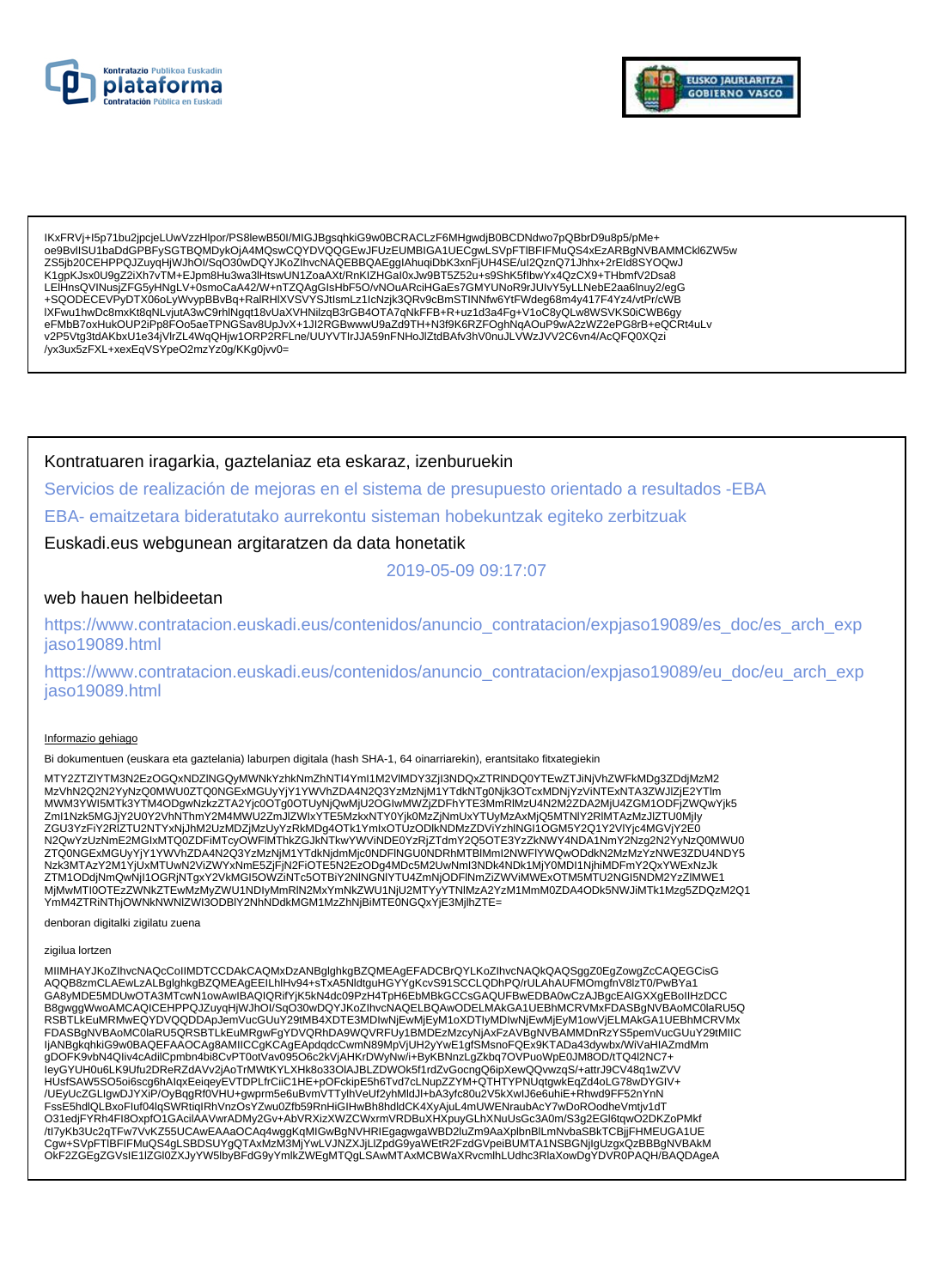IKxFRVj+I5p71bu2jpcjeLUwVzzHlpor/PS8lewB50I/MIGJBgsqhkiG9w0BCRACLzF6MHgwdjB0BCDNdwo7pQBbrD9u8p5/pMe+
oe9BvlISU1baDdGPBFySGTBQMDykOjA4MQswCQYDVQQGEwJFUzEUMBIGA1UECgwLSVpFTlBFIFMuQS4xEzARBgNVBAMMCkl6ZW5w
ZS5jb20CEHPPQJZuyqHjWJhOI/SqO30wDQYJKoZIhvcNAQEBBQAEggIAhuqiDbK3xnFjUH4SE/ul2QznQ71Jhhx+2rEld8SYOQwJ
K1gpKJsx0U9gZ2iXh7vTM+EJpm8Hu3wa3lHtswUN1ZoaAXt/RnKIZHGal0xJw9BT5Z52u+s9ShK5flbwYx4QzCX9+THbmfV2Dsa8
LElHnsQVINusjZFG5yHNgLV+0smoCaA42/W+nTZQAgGIsHbF5O/vNOuARciHGaEs7GMYUNoR9rJUlvY5yLLNebE2aa6lnuy2/egG
+SQODECEVPyDTX06oLyWvypBBvBq+RalRHlXVSVYSJtIsmLz1lcNzjk3QRv9cBmSTINNfw6YtFWdeg68m4y417F4Yz4/vtPr/cWB
lXFwu1hwDc8mxKt8qNLvjutA3wC9rhlNgqt18vUaXVHNilzqB3rGB4OTA7qNkFFB+R+uz1d3a4Fg+V1oC8yQLw8WSVKS0iCWB6gy
eFMbB7oxHukOUP2iPp8FOo5aeTPNGSav8UpJvX+1JI2RGBwwwU9aZd9TH+N3f9K6RZFOghNqAOuP9wA2zWZ2ePG8rB+eQCRt4uLv
v2P5Vtg3tdAKbxU1e34jVlrZL4WqQHjw1ORP2RFLne/UUYVTlrJJA59nFNHoJlZtdBAfv3hV0nuJLVWzJVV2C6vn4/AcQFQ0XQzi
/yx3ux5zFXL+xexEqVSYpeO2mzYz0g/KKg0jvv0=

Kontratuaren iragarkia, gaztelaniaz eta eskaraz, izenburuekin

Servicios de realización de mejoras en el sistema de presupuesto orientado a resultados -EBA

EBA- emaitzetara bideratutako aurrekontu sisteman hobekuntzak egiteko zerbitzuak

Euskadi.eus webgunean argitaratzen da data honetatik

2019-05-09 09:17:07

web hauen helbideetan

https://www.contratacion.euskadi.eus/contenidos/anuncio_contratacion/expjaso19089/es_doc/es_arch_expjaso19089.html

https://www.contratacion.euskadi.eus/contenidos/anuncio_contratacion/expjaso19089/eu_doc/eu_arch_expjaso19089.html

Informazio gehiago

Bi dokumentuen (euskara eta gaztelania) laburpen digitala (hash SHA-1, 64 oinarriarekin), erantsitako fitxategiekin

MTY2ZTZlYTM3N2EzOGQxNDZlNGQyMWNkYzhkNmZhNTI4YmI1M2VlMDY3ZjI3NDQxZTRlNDQ0YTEwZTJiNjVhZWFkMDg3ZDdjMzM2
MzVhN2Q2N2YyNzQ0MWU0ZTQ0NGExMGUyYjY1YWVhZDA4N2Q3YzMzNjM1YTdkNTg0Njk3OTcxMDNjYzViNTExNTA3ZWJlZjE2YTlm
MWM3YWI5MTk3YTM4ODgwNzkzZTA2Yjc0OTg0OTUyNjQwMjU2OGIwMWZjZDFhYTE3MmRlMzU4N2M2ZDA2MjU4ZGM1ODFjZWQwYjk5
ZmI1Nzk5MGJjY2U0Y2VhNThmY2M4MWU2ZmJlZWIxYTE5MzkxNTY0YjkOMzZjNmUxYTUyMzAxMjQ5MTNlY2RlMTAzMzJlZTU0Mjly
ZGU3YzFiY2RlZTU2NTYxNjJhM2UzMDZjMzUyYzRkMDg4OTk1YmIxOTUzODlkNDMzZDViYzhlNGI1OGM5Y2Q1Y2VlYjc4MGVjY2E0
N2QwYzUzNmE2MGIxMTQ0ZDFiMTcyOWFlMThkZGJkNTkwYWViNDE0YzRjZTdmY2Q5OTE3YzZkNWY4NDA1NmY2Nzg2N2YyNzQ0MWU0
ZTQ0NGExMGUyYjY1YWVhZDA4N2Q3YzMzNjM1YTdkNjdmMjc0NDFlNGU0NDRhMTBlMmI2NWFlYWQwODdkN2MzMzYzNWE3ZDU4NDY5
Nzk3MTAzY2M1YjUxMTUwN2ViZWYxNmE5ZjFjN2FiOTE5N2EzODg4MDc5M2UwNmI3NDk4NDk1MjY0MDI1NjhiMDFmY2QxYWExNzJk
ZTM1ODdjNmQwNjI1OGRjNTgxY2VkMGI5OWZiNTc5OTBiY2NlNGNlYTU4ZmNjODFlNmZiZWViMWExOTM5MTU2NGI5NDM2YzZlMWE1
MjMwMTI0OTEzZWNkZTEwMzMyZWU1NDIyMmRlN2MxYmNkZWU1NjU2MTYyYTNlMzA2YzM1MmM0ZDA4ODk5NWJiMTk1Mzg5ZDQzM2Q1
YmM4ZTRiNThjOWNkNWNlZWI3ODBlY2NhNDdkMGM1MzZhNjBiMTE0NGQxYjE3MjlhZTE=

denboran digitalki zigilatu zuena

zigilua lortzen

MIIMHAYJKoZIhvcNAQcCoIIMDTCCDAkCAQMxDzANBglghkgBZQMEAgEFADCBrQYLKoZIhvcNAQkQAQSggZ0EgZowgZcCAQEGCisG
AQQB8zmCLAEwLzALBglghkgBZQMEAgEEILhlHv94+sTxA5NldtguHGYYgKcvS91SCCLQDhPQ/rULAhAUFMOmgfnV8lzT0/PwBYa1
GA8yMDE5MDUwOTA3MTcwN1owAwIBAQIQRifYjK5kN4dc09PzH4TpH6EbMBkGCCsGAQUFBwEDBA0wCzAJBgcEAIGXXgEBoIIHzDCC
B8gwggWwoAMCAQICEHPPQJZuyqHjWJhOI/SqO30wDQYJKoZIhvcNAQELBQAwODELMAkGA1UEBhMCRVMxFDASBgNVBAoMC0laRU5Q
RSBTLkEuMRMwEQYDVQQDDApJemVucGUuY29tMB4XDTE3MDIwNjEwMjEyM1oXDTIyMDIwNjEwMjEyM1owVjELMAkGA1UEBhMCRVMx
FDASBgNVBAoMC0laRU5QRSBTLkEuMRgwFgYDVQRhDA9WQVRFUy1BMDEzMzcyNjAxFzAVBgNVBAMMDnRzYS5pemVucGUuY29tMIIC
IjANBgkqhkiG9w0BAQEFAAOCAg8AMIICCgKCAgEApdqdcCwmN89MpVjUH2yYwE1gfSMsnoFQEx9KTADa43dywbx/WiVaHIAZmdMm
gDOFK9vbN4QIiv4cAdilCpmbn4bi8CvPT0otVav095O6c2kVjAHKrDWyNw/i+ByKBNnzLgZkbq7OVPuoWpE0JM8OD/tTQ4l2NC7+
leyGYUH0u6LK9Ufu2DReRZdAVv2jAoTrMWtKYLXHk8o33OIAJBLZDWOk5f1rdZvGocngQ6ipXewQQvwzqS/+attrJ9CV48q1wZVV
HUsfSAW5SO5oi6scg6hAlqxEeiqeyEVTDPLfrCiiC1HE+pOFckipE5h6Tvd7cLNupZZYM+QTHTYPNUqtgwkEqZd4oLG78wDYGIV+
/UEyUcZGLlgwDJYXiP/OyBqgRf0VHU+gwprm5e6uBvmVTTylhVeUf2yhMldJl+bA3yfc80u2V5kXwlJ6e6uhiE+Rhwd9FF52nYnN
FssE5hdlQLBxoFluf04lqSWRtiqlRhVnzOsYZwu0Zfb59RnHiGlHwBh8hdldCK4XyAjuL4mUWENraubAcY7wDoROodheVmtjv1dT
O31edjFYRh4FI8OxpfO1GAcilAAVwrADMy2Gv+AbVRXizXWZCWxrmVRDBuXHXpuyGLhXNuUsGc3A0m/S3g2EGl6tqwO2DKZoPMkf
/tI7yKb3Uc2qTFw7VvKZ55UCAwEAAaOCAq4wggKqMIGwBgNVHRIEgagwgaWBD2luZm9AaXplbnBlLmNvbaSBkTCBjjFHMEUGA1UE
Cgw+SVpFTlBFIFMuQS4gLSBDSUYgQTAxMzM3MjYwLVJNZXJjLlZpdG9yaWEtR2FzdGVpeiBUMTA1NSBGNjIgUzgxQzBBBgNVBAkM
OkF2ZGEgZGVsIE1lZGl0ZXJyYW5lbyBFdG9yYmlkZWEgMTQgLSAwMTAxMCBWaXRvcmlhLUdhc3RlaXowDgYDVR0PAQH/BAQDAgeA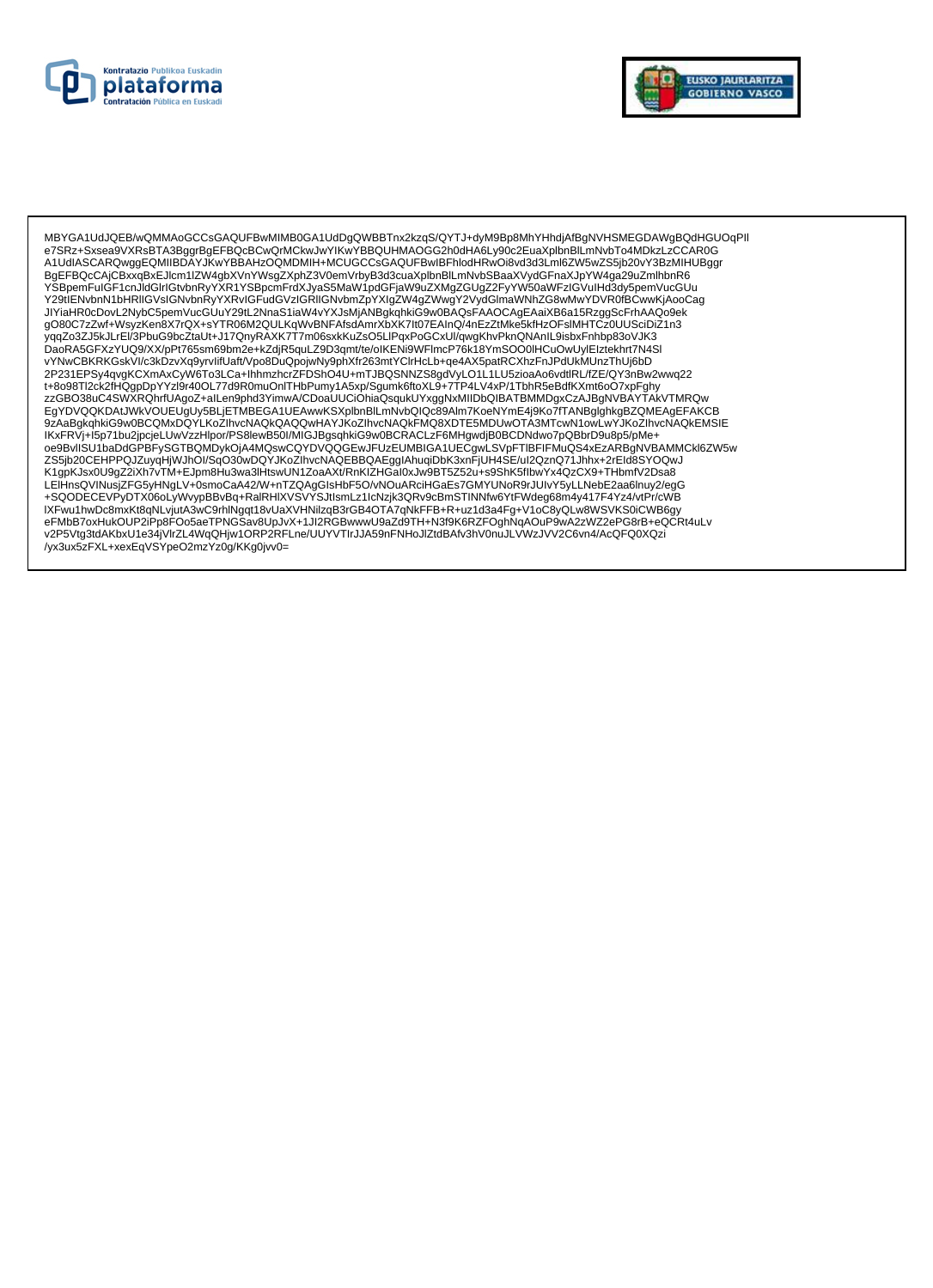```
MBYGA1UdJQEB/wQMMAoGCCsGAQUFBwMIMB0GA1UdDgQWBBTnx2kzqS/QYTJ+dyM9Bp8MhYHhdjAfBgNVHSMEGDAWgBQdHGUOqPlI
e7SRz+Sxsea9VXRsBTA3BggrBgEFBQcBCwQrMCkwJwYIKwYBBQUHMAOGG2h0dHA6Ly90c2EuaXplbnBlLmNvbTo4MDkzLzCCAR0G
A1UdIASCARQwggEQMIIBDAYJKwYBBAHzOQMDMIH+MCUGCCsGAQUFBwIBFhlodHRwOi8vd3d3Lml6ZW5wZS5jb20vY3BzMIHUBggr
BgEFBQcCAjCBxxqBxEJlcm1lZW4gbXVnYWsgZXphZ3V0emVrbyB3d3cuaXplbnBlLmNvbSBaaXVydGFnaXJpYW4ga29uZmlhbnR6
YSBpemFuIGF1cnJldGlrIGtvbnRyYXR1YSBpcmFrdXJyaS5MaW1pdGFjaW9uZXMgZGUgZ2FyYW50aWFzIGVuIHd3dy5pemVucGUu
Y29tIENvbnN1bHRlIGVsIGNvbnRyYXRvIGFudGVzIGRlIGNvbmZpYXIgZW4gZWwgY2VydGlmaWNhZG8wMwYDVR0fBCwwKjAooCag
JIYiaHR0cDovL2NybC5pemVucGUuY29tL2NnaS1iaW4vYXJsMjANBgkqhkiG9w0BAQsFAAOCAgEAaiXB6a15RzggScFrhAAQo9ek
gO80C7zZwf+WsyzKen8X7rQX+sYTR06M2QULKqWvBNFAfsdAmrXbXK7lt07EAInQ/4nEzZtMke5kfHzOFslMHTCz0UUSciDiZ1n3
yqqZo3ZJ5kJLrEl/3PbuG9bcZtaUt+J17QnyRAXK7T7m06sxkKuZsO5LlPqxPoGCxUl/qwgKhvPknQNAnIL9isbxFnhbp83oVJK3
DaoRA5GFXzYUQ9/XX/pPt765sm69bm2e+kZdjR5quLZ9D3qmt/te/olKENi9WFlmcP76k18YmSOO0lHCuOwUylElztekhrt7N4Sl
vYNwCBKRKGskVl/c3kDzvXq9yrvlifUaft/Vpo8DuQpojwNy9phXfr263mtYClrHcLb+qe4AX5patRCXhzFnJPdUkMUnzThUj6bD
2P231EPSy4qvgKCXmAxCyW6To3LCa+lhhmzhcrZFDShO4U+mTJBQSNNZS8gdVyLO1L1LU5zioaAo6vdtlRL/fZE/QY3nBw2wwq22
t+8o98Tl2ck2fHQgpDpYYzl9r40OL77d9R0muOnlTHbPumy1A5xp/Sgumk6ftoXL9+7TP4LV4xP/1TbhR5eBdfKXmt6oO7xpFghy
zzGBO38uC4SWXRQhrfUAgoZ+alLen9phd3YimwA/CDoaUUCiOhiaQsqukUYxggNxMIIDbQIBATBMMDgxCzAJBgNVBAYTAkVTMRQw
EgYDVQQKDAtJWkVOUEUgUy5BLjETMBEGA1UEAwwKSXplbnBlLmNvbQIQc89Alm7KoeNYmE4j9Ko7fTANBglghkgBZQMEAgEFAKCB
9zAaBgkqhkiG9w0BCQMxDQYLKoZIhvcNAQkQAQQwHAYJKoZIhvcNAQkFMQ8XDTE5MDUwOTA3MTcwN1owLwYJKoZIhvcNAQkEMSIE
IKxFRVj+I5p71bu2jpcjeLUwVzzHlpor/PS8lewB50I/MIGJBgsqhkiG9w0BCRACLzF6MHgwdjB0BCDNdwo7pQBbrD9u8p5/pMe+
oe9BvlISU1baDdGPBFySGTBQMDykOjA4MQswCQYDVQQGEwJFUzEUMBIGA1UECgwLSVpFTlBFIFMuQS4xEzARBgNVBAMMCkl6ZW5w
ZS5jb20CEHPPQJZuyqHjWJhOl/SqO30wDQYJKoZIhvcNAQEBBQAEggIAhuqiDbK3xnFjUH4SE/uI2QznQ71Jhhx+2rEId8SYOQwJ
K1gpKJsx0U9gZ2iXh7vTM+EJpm8Hu3wa3lHtswUN1ZoaAXt/RnKlZHGal0xJw9BT5Z52u+s9ShK5flbwYx4QzCX9+THbmfV2Dsa8
LEIHnsQVlNusjZFG5yHNgLV+0smoCaA42/W+nTZQAgGIsHbF5O/vNOuARciHGaEs7GMYUNoR9rJUlvY5yLLNebE2aa6lnuy2/egG
+SQODECEVPyDTX06oLyWvypBBvBq+RalRHlXVSVYSJtIsmLz1lcNzjk3QRv9cBmSTINNfw6YtFWdeg68m4y417F4Yz4/vtPr/cWB
lXFwu1hwDc8mxKt8qNLvjutA3wC9rhlNgqt18vUaXVHNilzqB3rGB4OTA7qNkFFB+Ruz1d3a4Fg+V1oC8yQLw8WSVKS0iCWB6gy
eFMbB7oxHukOUP2iPp8FOo5aeTPNGSav8UpJvX+1JI2RGBwwwU9aZd9TH+N3f9K6RZFOghNqAOuP9wA2zWZ2ePG8rB+eQCRt4uLv
v2P5Vtg3tdAKbxU1e34jVlrZL4WqQHjw1ORP2RFLne/UUYVTlrJJA59nFNHoJlZtdBAfv3hV0nuJLVWzJVV2C6vn4/AcQFQ0XQzi
/yx3ux5zFXL+xexEqVSYpeO2mzYz0g/KKg0jvv0=
```